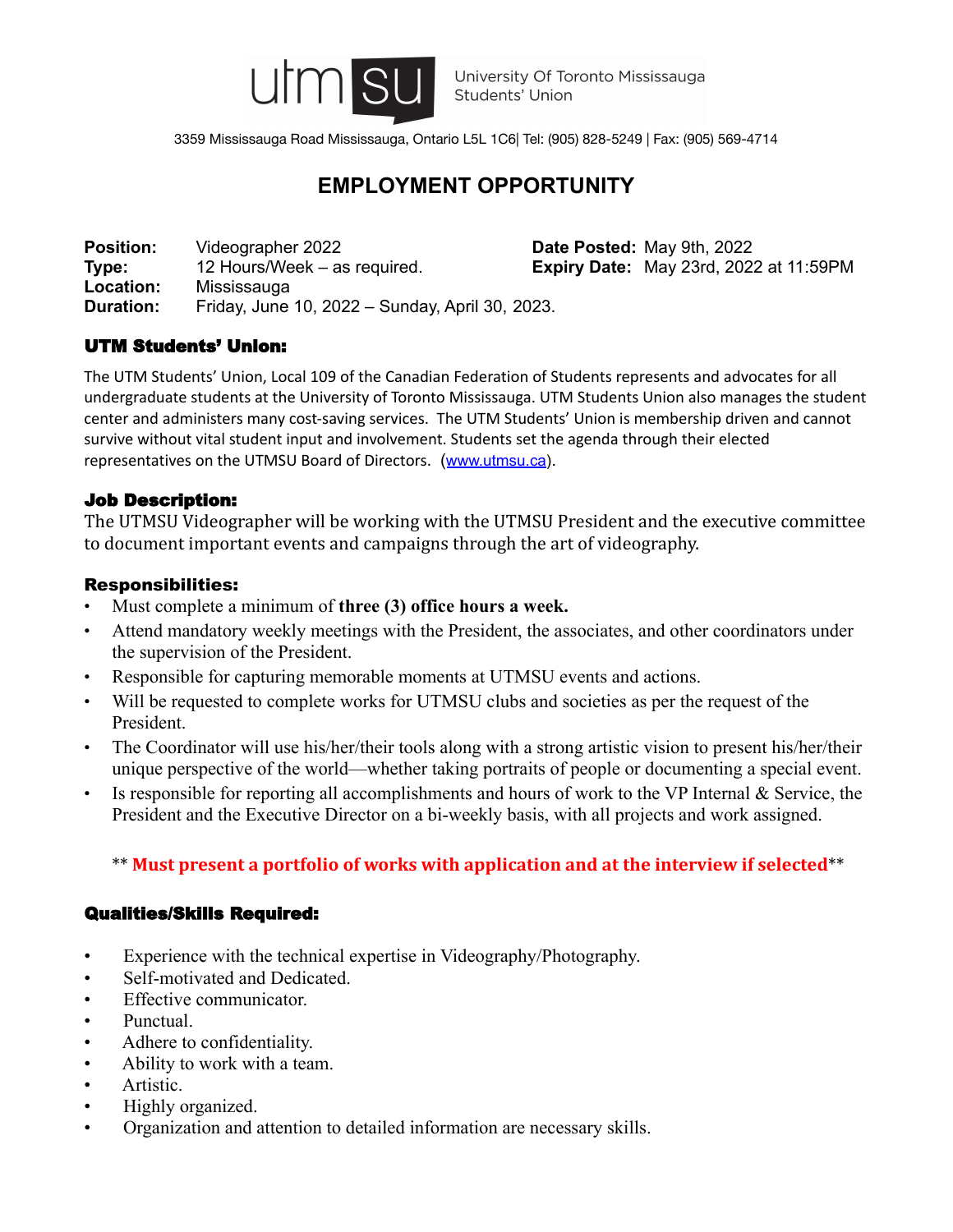University Of Toronto Mississauga Students' Union

3359 Mississauga Road Mississauga, Ontario L5L 1C6| Tel: (905) 828-5249 | Fax: (905) 569-4714

# EMPLOYMENT OPPORTUNITY

| | | | |
|---|---|---|---|
| **Position:** | Videographer 2022 | **Date Posted:** | May 9th, 2022 |
| **Type:** | 12 Hours/Week – as required. | **Expiry Date:** | May 23rd, 2022 at 11:59PM |
| **Location:** | Mississauga | | |
| **Duration:** | Friday, June 10, 2022 – Sunday, April 30, 2023. | | |

## UTM Students' Union:

The UTM Students' Union, Local 109 of the Canadian Federation of Students represents and advocates for all undergraduate students at the University of Toronto Mississauga. UTM Students Union also manages the student center and administers many cost-saving services. The UTM Students' Union is membership driven and cannot survive without vital student input and involvement. Students set the agenda through their elected representatives on the UTMSU Board of Directors. (www.utmsu.ca).

## Job Description:

The UTMSU Videographer will be working with the UTMSU President and the executive committee to document important events and campaigns through the art of videography.

## Responsibilities:

- Must complete a minimum of **three (3) office hours a week.**
- Attend mandatory weekly meetings with the President, the associates, and other coordinators under the supervision of the President.
- Responsible for capturing memorable moments at UTMSU events and actions.
- Will be requested to complete works for UTMSU clubs and societies as per the request of the President.
- The Coordinator will use his/her/their tools along with a strong artistic vision to present his/her/their unique perspective of the world—whether taking portraits of people or documenting a special event.
- Is responsible for reporting all accomplishments and hours of work to the VP Internal & Service, the President and the Executive Director on a bi-weekly basis, with all projects and work assigned.

** **Must present a portfolio of works with application and at the interview if selected****

## Qualities/Skills Required:

- Experience with the technical expertise in Videography/Photography.
- Self-motivated and Dedicated.
- Effective communicator.
- Punctual.
- Adhere to confidentiality.
- Ability to work with a team.
- Artistic.
- Highly organized.
- Organization and attention to detailed information are necessary skills.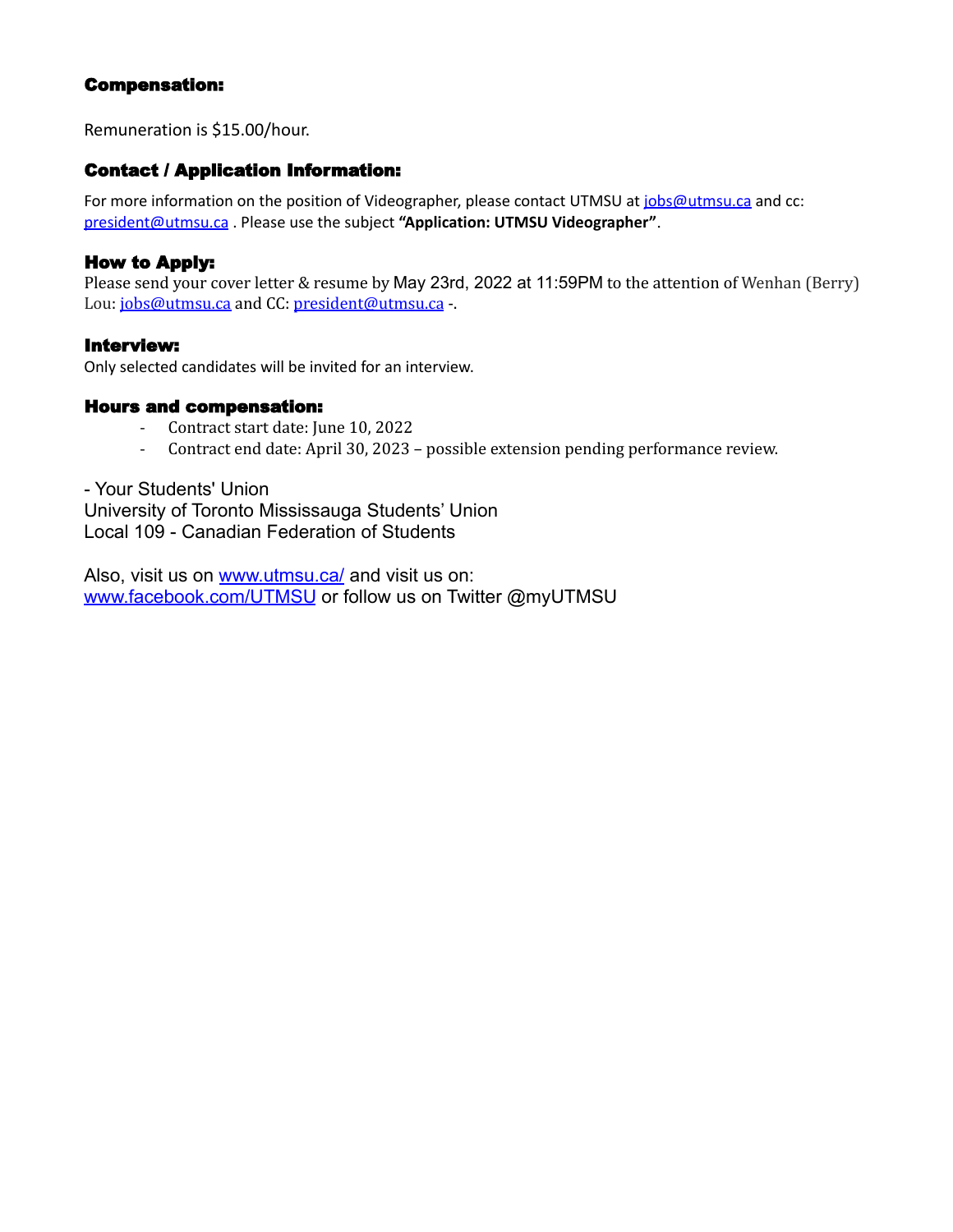### Compensation:

Remuneration is $15.00/hour.

### Contact / Application Information:

For more information on the position of Videographer, please contact UTMSU at jobs@utmsu.ca and cc: president@utmsu.ca . Please use the subject **"Application: UTMSU Videographer"**.

### How to Apply:

Please send your cover letter & resume by May 23rd, 2022 at 11:59PM to the attention of Wenhan (Berry) Lou: jobs@utmsu.ca and CC: president@utmsu.ca -.

### Interview:

Only selected candidates will be invited for an interview.

### Hours and compensation:

- Contract start date: June 10, 2022
- Contract end date: April 30, 2023 – possible extension pending performance review.

- Your Students' Union
University of Toronto Mississauga Students' Union
Local 109 - Canadian Federation of Students

Also, visit us on www.utmsu.ca/ and visit us on:
www.facebook.com/UTMSU or follow us on Twitter @myUTMSU